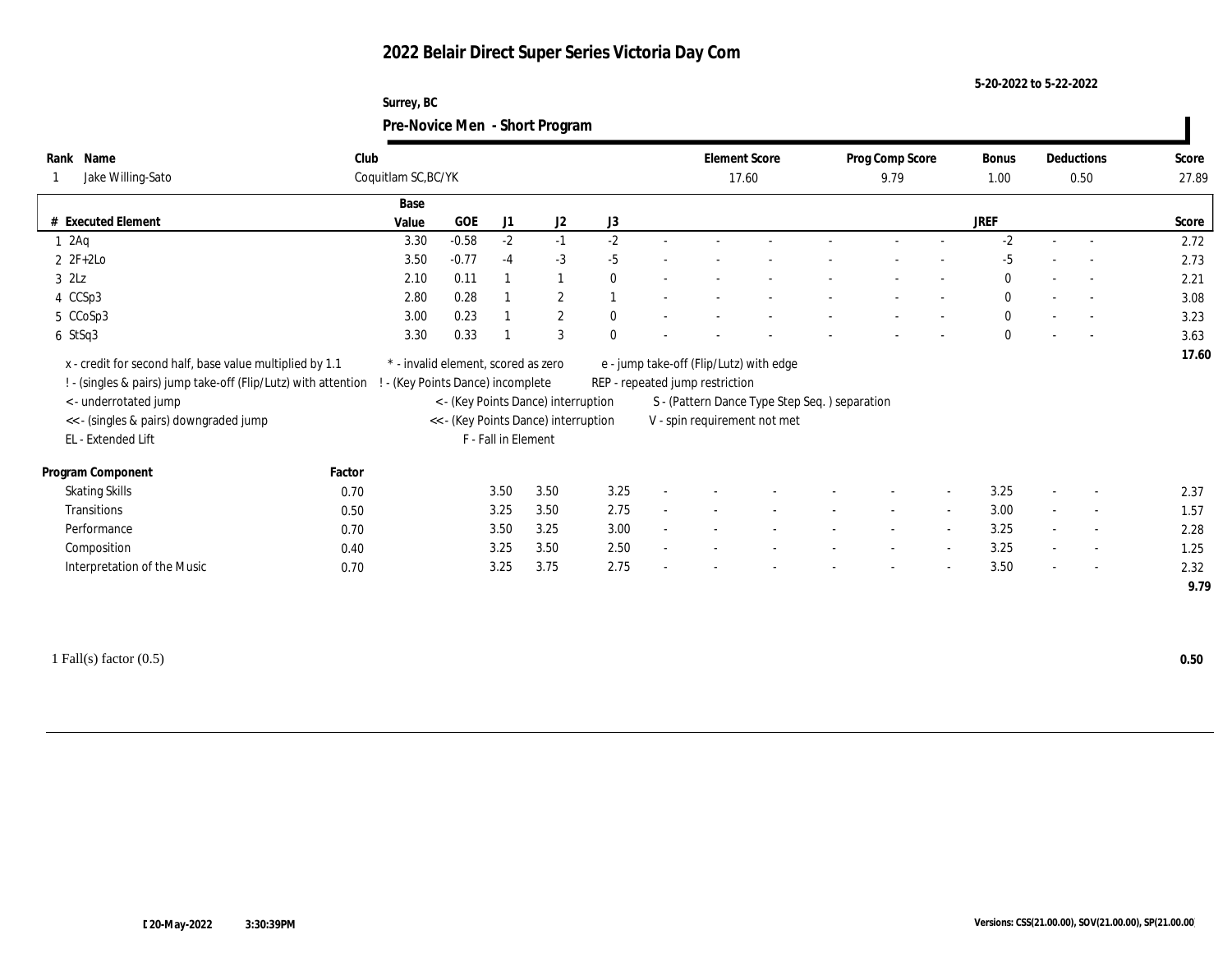# 2022 Belair Direct Super Series Victoria Day Com

5-20-2022 to 5-22-2022

Surrey, BC

## Pre-Novice Men - Short Program

| Rank | Name | Club | Element Score | Prog Comp Score | Bonus | Deductions | Score |
|---|---|---|---|---|---|---|---|
| 1 | Jake Willing-Sato | Coquitlam SC,BC/YK | 17.60 | 9.79 | 1.00 | 0.50 | 27.89 |

| # | Executed Element | Base Value | GOE | J1 | J2 | J3 | | | | | | | | | JREF | | | Score |
|---|---|---|---|---|---|---|---|---|---|---|---|---|---|---|---|---|---|---|
| 1 | 2Aq | 3.30 | -0.58 | -2 | -1 | -2 | - | - | - | - | - | - | - | - | -2 | - | - | 2.72 |
| 2 | 2F+2Lo | 3.50 | -0.77 | -4 | -3 | -5 | - | - | - | - | - | - | - | - | -5 | - | - | 2.73 |
| 3 | 2Lz | 2.10 | 0.11 | 1 | 1 | 0 | - | - | - | - | - | - | - | - | 0 | - | - | 2.21 |
| 4 | CCSp3 | 2.80 | 0.28 | 1 | 2 | 1 | - | - | - | - | - | - | - | - | 0 | - | - | 3.08 |
| 5 | CCoSp3 | 3.00 | 0.23 | 1 | 2 | 0 | - | - | - | - | - | - | - | - | 0 | - | - | 3.23 |
| 6 | StSq3 | 3.30 | 0.33 | 1 | 3 | 0 | - | - | - | - | - | - | - | - | 0 | - | - | 3.63 |
| | | | | | | | | | | | | | | | | | | 17.60 |

x - credit for second half, base value multiplied by 1.1
! - (singles & pairs) jump take-off (Flip/Lutz) with attention
< - underrotated jump
<< - (singles & pairs) downgraded jump
EL - Extended Lift
\* - invalid element, scored as zero
! - (Key Points Dance) incomplete
< - (Key Points Dance) interruption
<< - (Key Points Dance) interruption
F - Fall in Element
e - jump take-off (Flip/Lutz) with edge
REP - repeated jump restriction
S - (Pattern Dance Type Step Seq. ) separation
V - spin requirement not met

| Program Component | Factor | J1 | J2 | J3 | | | | | | | | | JREF | | | Score |
|---|---|---|---|---|---|---|---|---|---|---|---|---|---|---|---|---|
| Skating Skills | 0.70 | 3.50 | 3.50 | 3.25 | - | - | - | - | - | - | - | - | 3.25 | - | - | 2.37 |
| Transitions | 0.50 | 3.25 | 3.50 | 2.75 | - | - | - | - | - | - | - | - | 3.00 | - | - | 1.57 |
| Performance | 0.70 | 3.50 | 3.25 | 3.00 | - | - | - | - | - | - | - | - | 3.25 | - | - | 2.28 |
| Composition | 0.40 | 3.25 | 3.50 | 2.50 | - | - | - | - | - | - | - | - | 3.25 | - | - | 1.25 |
| Interpretation of the Music | 0.70 | 3.25 | 3.75 | 2.75 | - | - | - | - | - | - | - | - | 3.50 | - | - | 2.32 |
| | | | | | | | | | | | | | | | | 9.79 |

1 Fall(s) factor (0.5) — 0.50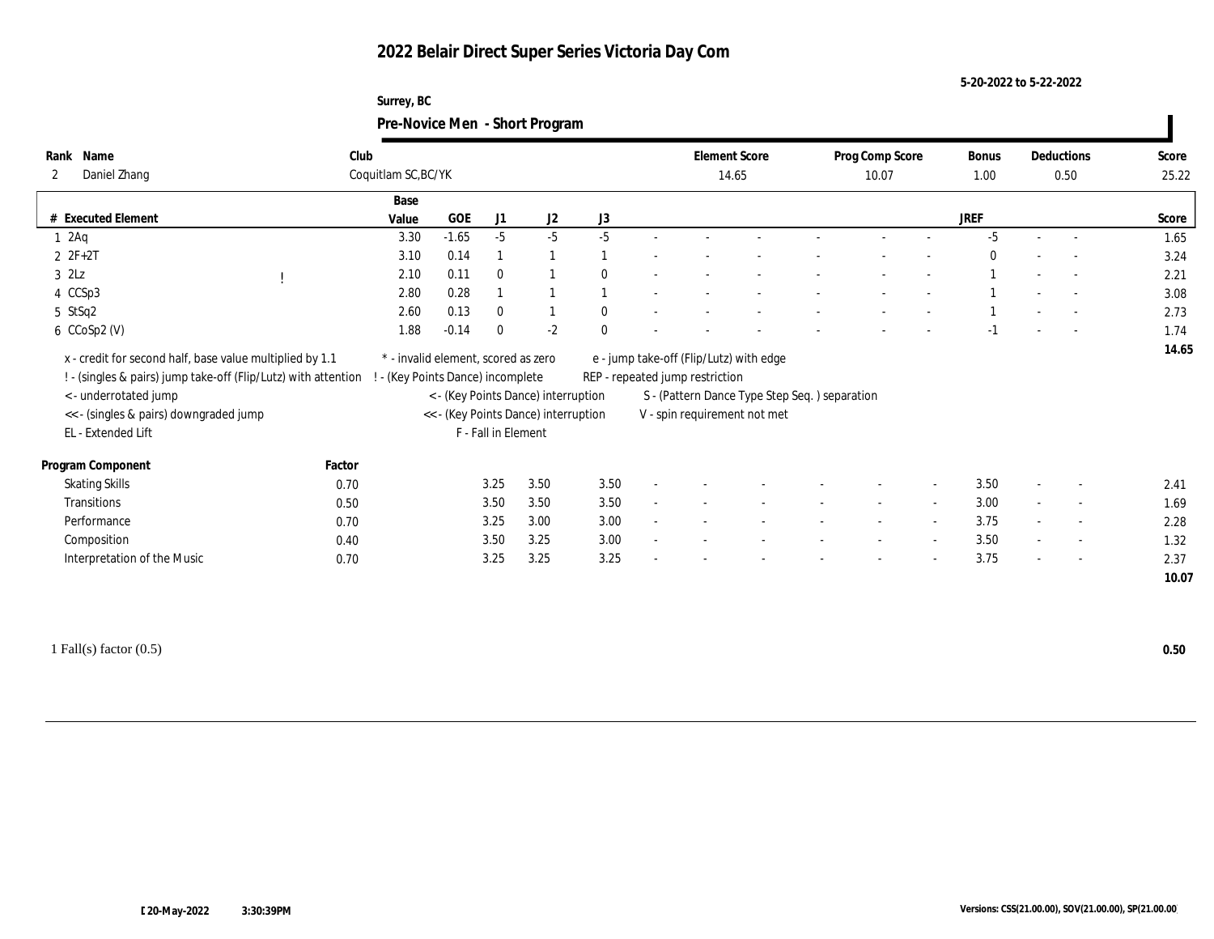# 2022 Belair Direct Super Series Victoria Day Com

5-20-2022 to 5-22-2022

Surrey, BC

## Pre-Novice Men - Short Program

| Rank | Name | Club | Element Score | Prog Comp Score | Bonus | Deductions | Score |
|---|---|---|---|---|---|---|---|
| 2 | Daniel Zhang | Coquitlam SC,BC/YK | 14.65 | 10.07 | 1.00 | 0.50 | 25.22 |

| # | Executed Element | | Base Value | GOE | J1 | J2 | J3 | | | | | | | | JREF | | | Score |
|---|---|---|---|---|---|---|---|---|---|---|---|---|---|---|---|---|---|---|
| 1 | 2Aq | | 3.30 | -1.65 | -5 | -5 | -5 | - | - | - | - | - | - | - | -5 | - | - | 1.65 |
| 2 | 2F+2T | | 3.10 | 0.14 | 1 | 1 | 1 | - | - | - | - | - | - | - | 0 | - | - | 3.24 |
| 3 | 2Lz | ! | 2.10 | 0.11 | 0 | 1 | 0 | - | - | - | - | - | - | - | 1 | - | - | 2.21 |
| 4 | CCSp3 | | 2.80 | 0.28 | 1 | 1 | 1 | - | - | - | - | - | - | - | 1 | - | - | 3.08 |
| 5 | StSq2 | | 2.60 | 0.13 | 0 | 1 | 0 | - | - | - | - | - | - | - | 1 | - | - | 2.73 |
| 6 | CCoSp2 (V) | | 1.88 | -0.14 | 0 | -2 | 0 | - | - | - | - | - | - | - | -1 | - | - | 1.74 |
| | | | | | | | | | | | | | | | | | | 14.65 |

x - credit for second half, base value multiplied by 1.1
! - (singles & pairs) jump take-off (Flip/Lutz) with attention
< - underrotated jump
<< - (singles & pairs) downgraded jump
EL - Extended Lift
\* - invalid element, scored as zero
! - (Key Points Dance) incomplete
< - (Key Points Dance) interruption
<< - (Key Points Dance) interruption
F - Fall in Element
e - jump take-off (Flip/Lutz) with edge
REP - repeated jump restriction
S - (Pattern Dance Type Step Seq. ) separation
V - spin requirement not met

| Program Component | Factor | J1 | J2 | J3 | | | | | | | JREF | | | Score |
|---|---|---|---|---|---|---|---|---|---|---|---|---|---|---|
| Skating Skills | 0.70 | 3.25 | 3.50 | 3.50 | - | - | - | - | - | - | 3.50 | - | - | 2.41 |
| Transitions | 0.50 | 3.50 | 3.50 | 3.50 | - | - | - | - | - | - | 3.00 | - | - | 1.69 |
| Performance | 0.70 | 3.25 | 3.00 | 3.00 | - | - | - | - | - | - | 3.75 | - | - | 2.28 |
| Composition | 0.40 | 3.50 | 3.25 | 3.00 | - | - | - | - | - | - | 3.50 | - | - | 1.32 |
| Interpretation of the Music | 0.70 | 3.25 | 3.25 | 3.25 | - | - | - | - | - | - | 3.75 | - | - | 2.37 |
| | | | | | | | | | | | | | | 10.07 |

1 Fall(s) factor (0.5) — 0.50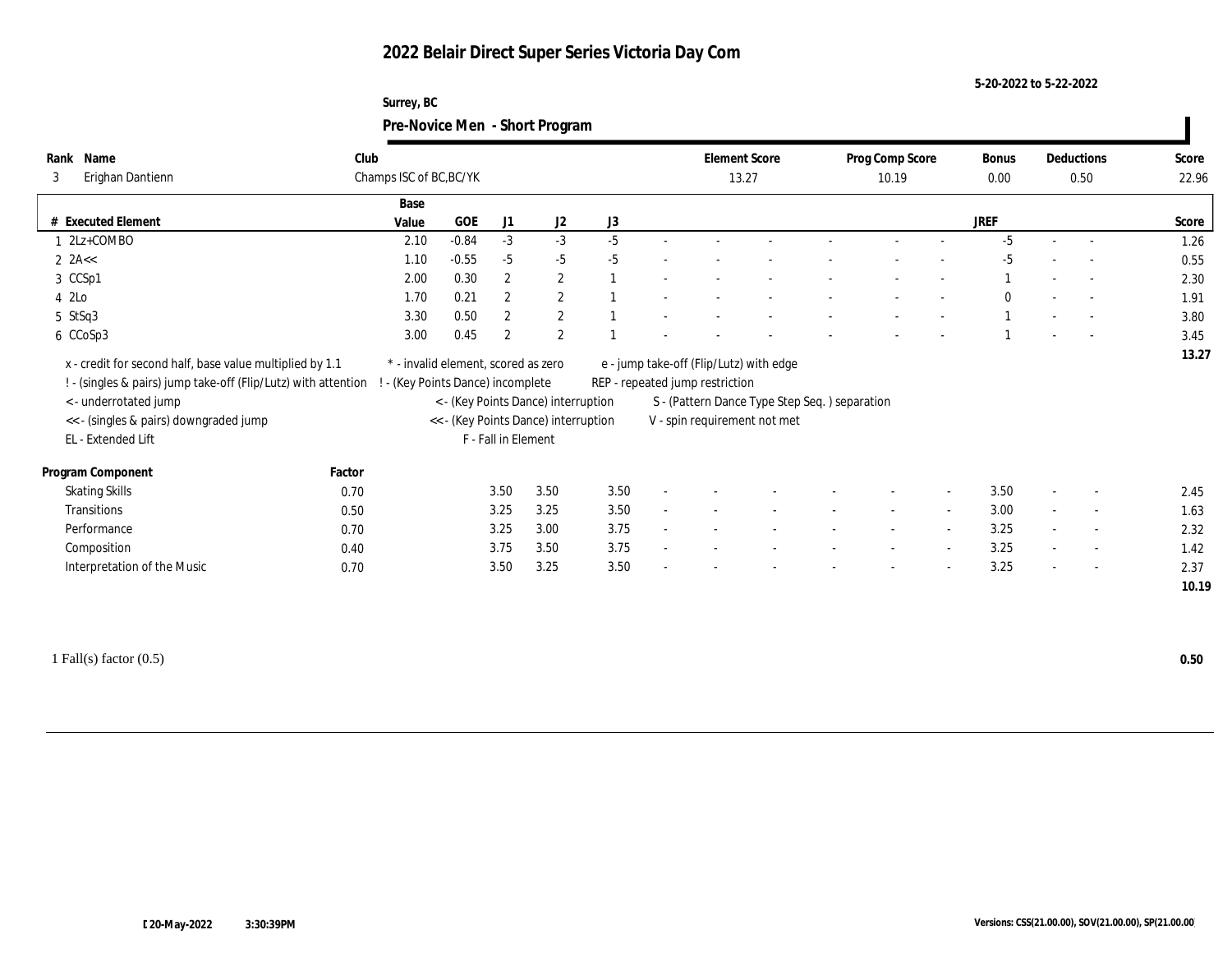# 2022 Belair Direct Super Series Victoria Day Com

5-20-2022 to 5-22-2022

Surrey, BC

## Pre-Novice Men - Short Program

| Rank | Name | Club | Element Score | Prog Comp Score | Bonus | Deductions | Score |
|---|---|---|---|---|---|---|---|
| 3 | Erighan Dantienn | Champs ISC of BC,BC/YK | 13.27 | 10.19 | 0.00 | 0.50 | 22.96 |

| # | Executed Element | Base Value | GOE | J1 | J2 | J3 | | | | | | | | JREF | | | Score |
|---|---|---|---|---|---|---|---|---|---|---|---|---|---|---|---|---|---|
| 1 | 2Lz+COMBO | 2.10 | -0.84 | -3 | -3 | -5 | - | - | - | - | - | - | - | -5 | - | - | 1.26 |
| 2 | 2A<< | 1.10 | -0.55 | -5 | -5 | -5 | - | - | - | - | - | - | - | -5 | - | - | 0.55 |
| 3 | CCSp1 | 2.00 | 0.30 | 2 | 2 | 1 | - | - | - | - | - | - | - | 1 | - | - | 2.30 |
| 4 | 2Lo | 1.70 | 0.21 | 2 | 2 | 1 | - | - | - | - | - | - | - | 0 | - | - | 1.91 |
| 5 | StSq3 | 3.30 | 0.50 | 2 | 2 | 1 | - | - | - | - | - | - | - | 1 | - | - | 3.80 |
| 6 | CCoSp3 | 3.00 | 0.45 | 2 | 2 | 1 | - | - | - | - | - | - | - | 1 | - | - | 3.45 |
| | | | | | | | | | | | | | | | | | 13.27 |

x - credit for second half, base value multiplied by 1.1
! - (singles & pairs) jump take-off (Flip/Lutz) with attention
< - underrotated jump
<< - (singles & pairs) downgraded jump
EL - Extended Lift
\* - invalid element, scored as zero
! - (Key Points Dance) incomplete
< - (Key Points Dance) interruption
<< - (Key Points Dance) interruption
F - Fall in Element
e - jump take-off (Flip/Lutz) with edge
REP - repeated jump restriction
S - (Pattern Dance Type Step Seq. ) separation
V - spin requirement not met

| Program Component | Factor | J1 | J2 | J3 | | | | | | | | JREF | | | Score |
|---|---|---|---|---|---|---|---|---|---|---|---|---|---|---|---|
| Skating Skills | 0.70 | 3.50 | 3.50 | 3.50 | - | - | - | - | - | - | - | 3.50 | - | - | 2.45 |
| Transitions | 0.50 | 3.25 | 3.25 | 3.50 | - | - | - | - | - | - | - | 3.00 | - | - | 1.63 |
| Performance | 0.70 | 3.25 | 3.00 | 3.75 | - | - | - | - | - | - | - | 3.25 | - | - | 2.32 |
| Composition | 0.40 | 3.75 | 3.50 | 3.75 | - | - | - | - | - | - | - | 3.25 | - | - | 1.42 |
| Interpretation of the Music | 0.70 | 3.50 | 3.25 | 3.50 | - | - | - | - | - | - | - | 3.25 | - | - | 2.37 |
| | | | | | | | | | | | | | | | 10.19 |

1 Fall(s) factor (0.5) **0.50**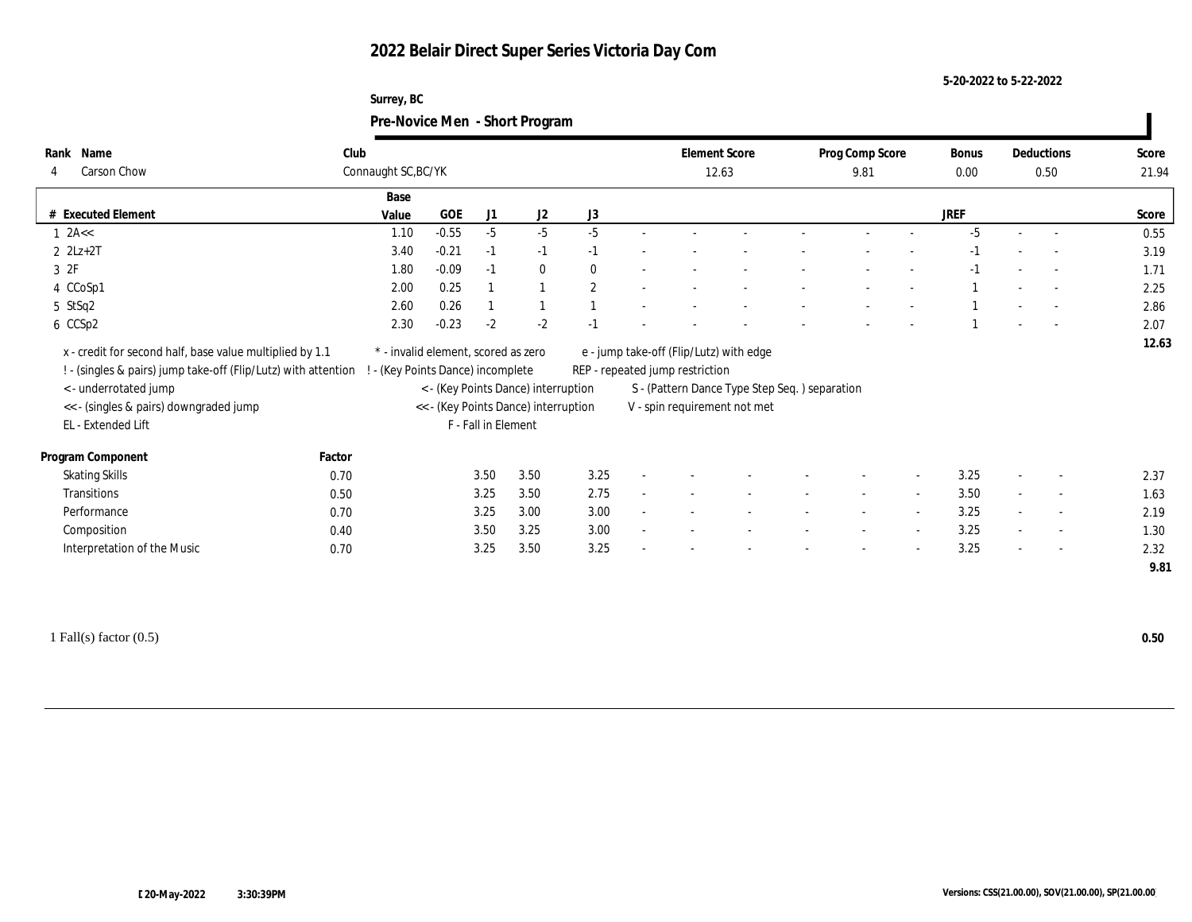# 2022 Belair Direct Super Series Victoria Day Com

5-20-2022 to 5-22-2022

Surrey, BC

## Pre-Novice Men - Short Program

| Rank | Name | Club | Element Score | Prog Comp Score | Bonus | Deductions | Score |
|---|---|---|---|---|---|---|---|
| 4 | Carson Chow | Connaught SC,BC/YK | 12.63 | 9.81 | 0.00 | 0.50 | 21.94 |

| # | Executed Element | Base Value | GOE | J1 | J2 | J3 | | | | | | | | | JREF | | | Score |
|---|---|---|---|---|---|---|---|---|---|---|---|---|---|---|---|---|---|---|
| 1 | 2A<< | 1.10 | -0.55 | -5 | -5 | -5 | - | - | - | - | - | - | - | - | -5 | - | - | 0.55 |
| 2 | 2Lz+2T | 3.40 | -0.21 | -1 | -1 | -1 | - | - | - | - | - | - | - | - | -1 | - | - | 3.19 |
| 3 | 2F | 1.80 | -0.09 | -1 | 0 | 0 | - | - | - | - | - | - | - | - | -1 | - | - | 1.71 |
| 4 | CCoSp1 | 2.00 | 0.25 | 1 | 1 | 2 | - | - | - | - | - | - | - | - | 1 | - | - | 2.25 |
| 5 | StSq2 | 2.60 | 0.26 | 1 | 1 | 1 | - | - | - | - | - | - | - | - | 1 | - | - | 2.86 |
| 6 | CCSp2 | 2.30 | -0.23 | -2 | -2 | -1 | - | - | - | - | - | - | - | - | 1 | - | - | 2.07 |
| | | | | | | | | | | | | | | | | | | 12.63 |

x - credit for second half, base value multiplied by 1.1
! - (singles & pairs) jump take-off (Flip/Lutz) with attention
< - underrotated jump
<< - (singles & pairs) downgraded jump
EL - Extended Lift
* - invalid element, scored as zero
! - (Key Points Dance) incomplete
< - (Key Points Dance) interruption
<< - (Key Points Dance) interruption
F - Fall in Element
e - jump take-off (Flip/Lutz) with edge
REP - repeated jump restriction
S - (Pattern Dance Type Step Seq. ) separation
V - spin requirement not met

| Program Component | Factor | J1 | J2 | J3 | | | | | | | | | JREF | | | Score |
|---|---|---|---|---|---|---|---|---|---|---|---|---|---|---|---|---|
| Skating Skills | 0.70 | 3.50 | 3.50 | 3.25 | - | - | - | - | - | - | - | - | 3.25 | - | - | 2.37 |
| Transitions | 0.50 | 3.25 | 3.50 | 2.75 | - | - | - | - | - | - | - | - | 3.50 | - | - | 1.63 |
| Performance | 0.70 | 3.25 | 3.00 | 3.00 | - | - | - | - | - | - | - | - | 3.25 | - | - | 2.19 |
| Composition | 0.40 | 3.50 | 3.25 | 3.00 | - | - | - | - | - | - | - | - | 3.25 | - | - | 1.30 |
| Interpretation of the Music | 0.70 | 3.25 | 3.50 | 3.25 | - | - | - | - | - | - | - | - | 3.25 | - | - | 2.32 |
| | | | | | | | | | | | | | | | | 9.81 |

1 Fall(s) factor (0.5) 0.50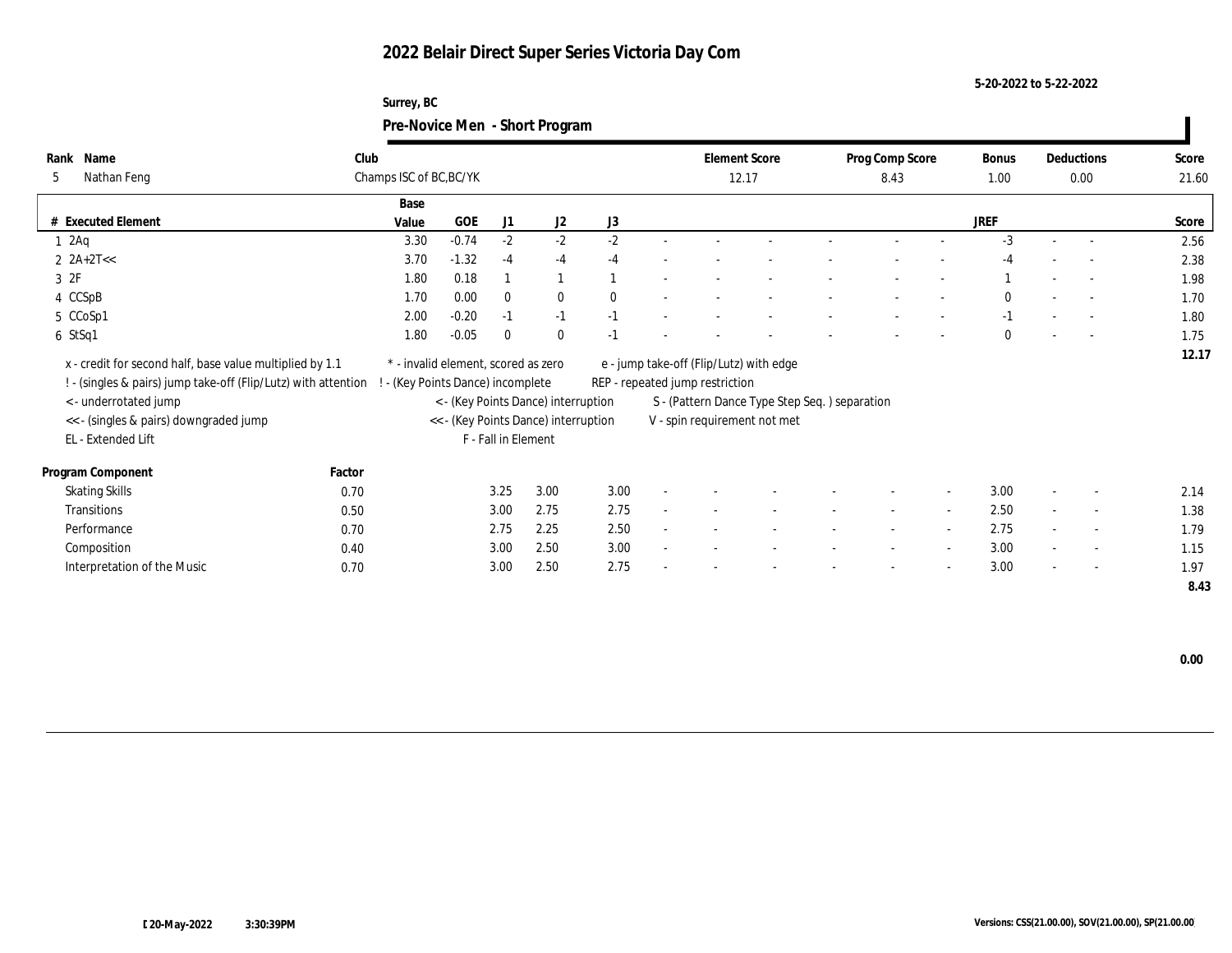# 2022 Belair Direct Super Series Victoria Day Com

5-20-2022 to 5-22-2022

Surrey, BC

## Pre-Novice Men - Short Program

| Rank | Name | Club | Element Score | Prog Comp Score | Bonus | Deductions | Score |
|---|---|---|---|---|---|---|---|
| 5 | Nathan Feng | Champs ISC of BC,BC/YK | 12.17 | 8.43 | 1.00 | 0.00 | 21.60 |

| # | Executed Element | Base Value | GOE | J1 | J2 | J3 | JREF | Score |
|---|---|---|---|---|---|---|---|---|
| 1 | 2Aq | 3.30 | -0.74 | -2 | -2 | -2 | -3 | 2.56 |
| 2 | 2A+2T<< | 3.70 | -1.32 | -4 | -4 | -4 | -4 | 2.38 |
| 3 | 2F | 1.80 | 0.18 | 1 | 1 | 1 | 1 | 1.98 |
| 4 | CCSpB | 1.70 | 0.00 | 0 | 0 | 0 | 0 | 1.70 |
| 5 | CCoSp1 | 2.00 | -0.20 | -1 | -1 | -1 | -1 | 1.80 |
| 6 | StSq1 | 1.80 | -0.05 | 0 | 0 | -1 | 0 | 1.75 |
| | | | | | | | | 12.17 |

x - credit for second half, base value multiplied by 1.1
! - (singles & pairs) jump take-off (Flip/Lutz) with attention
< - underrotated jump
<< - (singles & pairs) downgraded jump
EL - Extended Lift
\* - invalid element, scored as zero
! - (Key Points Dance) incomplete
< - (Key Points Dance) interruption
<< - (Key Points Dance) interruption
F - Fall in Element
e - jump take-off (Flip/Lutz) with edge
REP - repeated jump restriction
S - (Pattern Dance Type Step Seq. ) separation
V - spin requirement not met

| Program Component | Factor | J1 | J2 | J3 | JREF | Score |
|---|---|---|---|---|---|---|
| Skating Skills | 0.70 | 3.25 | 3.00 | 3.00 | 3.00 | 2.14 |
| Transitions | 0.50 | 3.00 | 2.75 | 2.75 | 2.50 | 1.38 |
| Performance | 0.70 | 2.75 | 2.25 | 2.50 | 2.75 | 1.79 |
| Composition | 0.40 | 3.00 | 2.50 | 3.00 | 3.00 | 1.15 |
| Interpretation of the Music | 0.70 | 3.00 | 2.50 | 2.75 | 3.00 | 1.97 |
| | | | | | | 8.43 |

0.00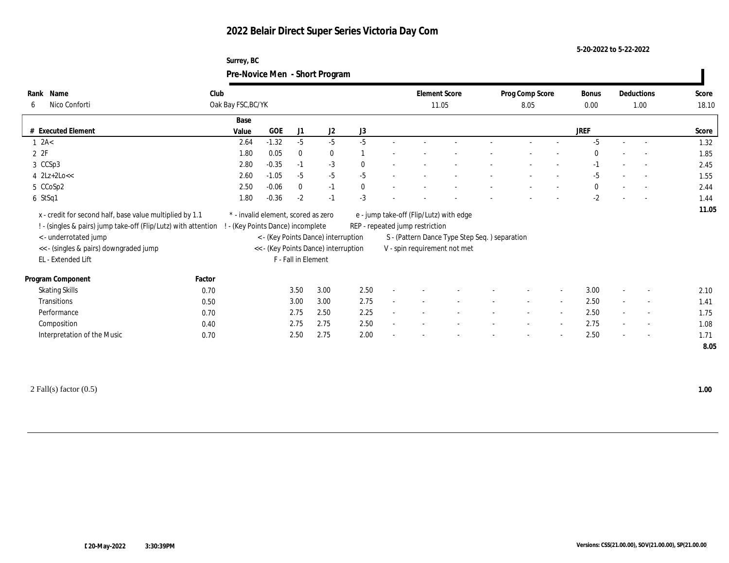# 2022 Belair Direct Super Series Victoria Day Com

5-20-2022 to 5-22-2022

Surrey, BC

## Pre-Novice Men - Short Program

| Rank | Name | Club | Element Score | Prog Comp Score | Bonus | Deductions | Score |
|---|---|---|---|---|---|---|---|
| 6 | Nico Conforti | Oak Bay FSC,BC/YK | 11.05 | 8.05 | 0.00 | 1.00 | 18.10 |

| # | Executed Element | Base Value | GOE | J1 | J2 | J3 | JREF | Score |
|---|---|---|---|---|---|---|---|---|
| 1 | 2A< | 2.64 | -1.32 | -5 | -5 | -5 | -5 | 1.32 |
| 2 | 2F | 1.80 | 0.05 | 0 | 0 | 1 | 0 | 1.85 |
| 3 | CCSp3 | 2.80 | -0.35 | -1 | -3 | 0 | -1 | 2.45 |
| 4 | 2Lz+2Lo<< | 2.60 | -1.05 | -5 | -5 | -5 | -5 | 1.55 |
| 5 | CCoSp2 | 2.50 | -0.06 | 0 | -1 | 0 | 0 | 2.44 |
| 6 | StSq1 | 1.80 | -0.36 | -2 | -1 | -3 | -2 | 1.44 |
| | | | | | | | | 11.05 |

x - credit for second half, base value multiplied by 1.1
! - (singles & pairs) jump take-off (Flip/Lutz) with attention
< - underrotated jump
<< - (singles & pairs) downgraded jump
EL - Extended Lift
* - invalid element, scored as zero
! - (Key Points Dance) incomplete
< - (Key Points Dance) interruption
<< - (Key Points Dance) interruption
F - Fall in Element
e - jump take-off (Flip/Lutz) with edge
REP - repeated jump restriction
S - (Pattern Dance Type Step Seq. ) separation
V - spin requirement not met

| Program Component | Factor | J1 | J2 | J3 | JREF | Score |
|---|---|---|---|---|---|---|
| Skating Skills | 0.70 | 3.50 | 3.00 | 2.50 | 3.00 | 2.10 |
| Transitions | 0.50 | 3.00 | 3.00 | 2.75 | 2.50 | 1.41 |
| Performance | 0.70 | 2.75 | 2.50 | 2.25 | 2.50 | 1.75 |
| Composition | 0.40 | 2.75 | 2.75 | 2.50 | 2.75 | 1.08 |
| Interpretation of the Music | 0.70 | 2.50 | 2.75 | 2.00 | 2.50 | 1.71 |
| | | | | | | 8.05 |

2 Fall(s) factor (0.5) **1.00**

20-May-2022 3:30:39PM

Versions: CSS(21.00.00), SOV(21.00.00), SP(21.00.00)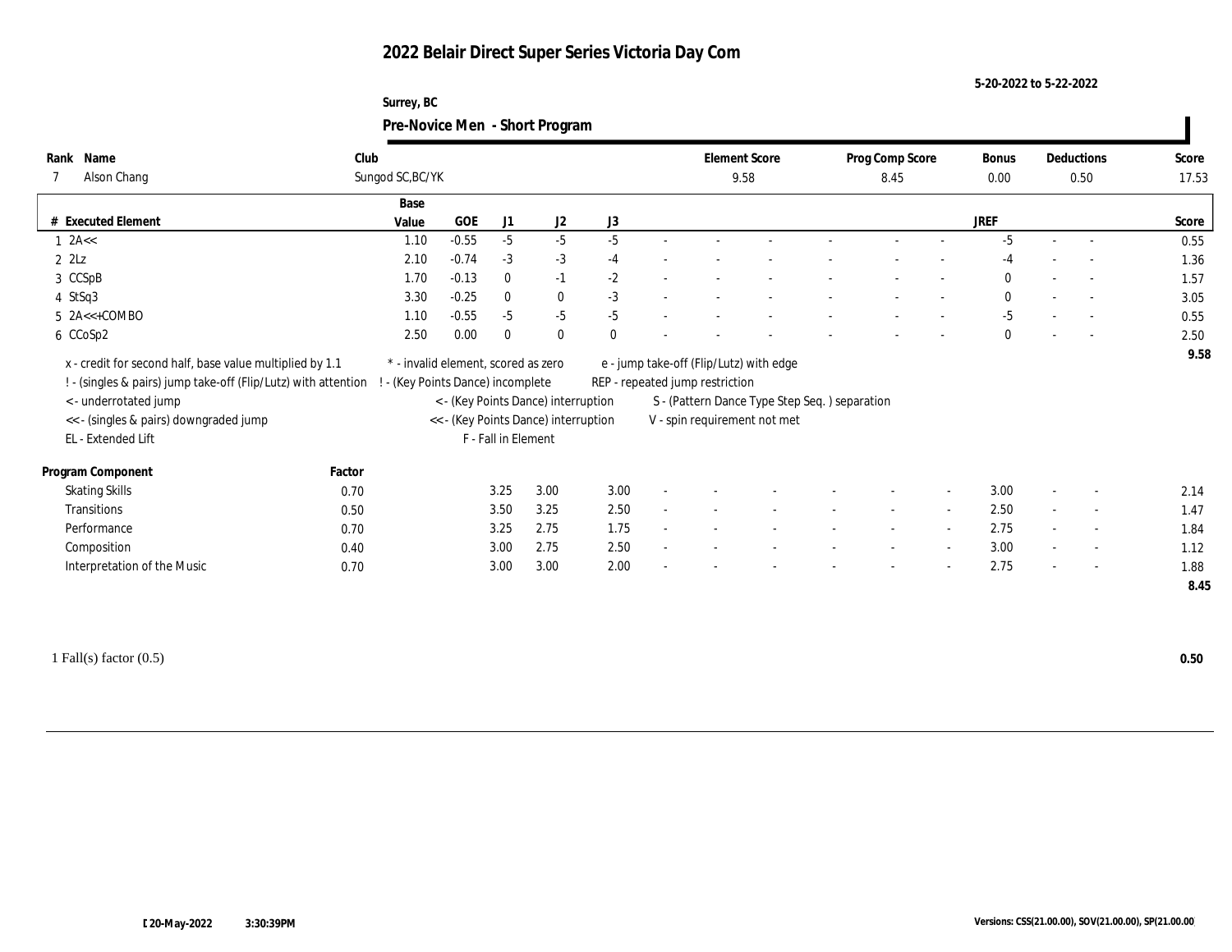# 2022 Belair Direct Super Series Victoria Day Com

5-20-2022 to 5-22-2022

Surrey, BC

## Pre-Novice Men - Short Program

| Rank | Name | Club | Element Score | Prog Comp Score | Bonus | Deductions | Score |
|---|---|---|---|---|---|---|---|
| 7 | Alson Chang | Sungod SC,BC/YK | 9.58 | 8.45 | 0.00 | 0.50 | 17.53 |

| # | Executed Element | Base Value | GOE | J1 | J2 | J3 | | | | | | | | | JREF | | | Score |
|---|---|---|---|---|---|---|---|---|---|---|---|---|---|---|---|---|---|---|
| 1 | 2A<< | 1.10 | -0.55 | -5 | -5 | -5 | - | - | - | - | - | - | - | - | -5 | - | - | 0.55 |
| 2 | 2Lz | 2.10 | -0.74 | -3 | -3 | -4 | - | - | - | - | - | - | - | - | -4 | - | - | 1.36 |
| 3 | CCSpB | 1.70 | -0.13 | 0 | -1 | -2 | - | - | - | - | - | - | - | - | 0 | - | - | 1.57 |
| 4 | StSq3 | 3.30 | -0.25 | 0 | 0 | -3 | - | - | - | - | - | - | - | - | 0 | - | - | 3.05 |
| 5 | 2A<<+COMBO | 1.10 | -0.55 | -5 | -5 | -5 | - | - | - | - | - | - | - | - | -5 | - | - | 0.55 |
| 6 | CCoSp2 | 2.50 | 0.00 | 0 | 0 | 0 | - | - | - | - | - | - | - | - | 0 | - | - | 2.50 |
| | | | | | | | | | | | | | | | | | | 9.58 |

x - credit for second half, base value multiplied by 1.1
! - (singles & pairs) jump take-off (Flip/Lutz) with attention
< - underrotated jump
<< - (singles & pairs) downgraded jump
EL - Extended Lift
\* - invalid element, scored as zero
! - (Key Points Dance) incomplete
< - (Key Points Dance) interruption
<< - (Key Points Dance) interruption
F - Fall in Element
e - jump take-off (Flip/Lutz) with edge
REP - repeated jump restriction
S - (Pattern Dance Type Step Seq. ) separation
V - spin requirement not met

| Program Component | Factor | J1 | J2 | J3 | | | | | | | | | JREF | | | Score |
|---|---|---|---|---|---|---|---|---|---|---|---|---|---|---|---|---|
| Skating Skills | 0.70 | 3.25 | 3.00 | 3.00 | - | - | - | - | - | - | - | - | 3.00 | - | - | 2.14 |
| Transitions | 0.50 | 3.50 | 3.25 | 2.50 | - | - | - | - | - | - | - | - | 2.50 | - | - | 1.47 |
| Performance | 0.70 | 3.25 | 2.75 | 1.75 | - | - | - | - | - | - | - | - | 2.75 | - | - | 1.84 |
| Composition | 0.40 | 3.00 | 2.75 | 2.50 | - | - | - | - | - | - | - | - | 3.00 | - | - | 1.12 |
| Interpretation of the Music | 0.70 | 3.00 | 3.00 | 2.00 | - | - | - | - | - | - | - | - | 2.75 | - | - | 1.88 |
| | | | | | | | | | | | | | | | | 8.45 |

1 Fall(s) factor (0.5) **0.50**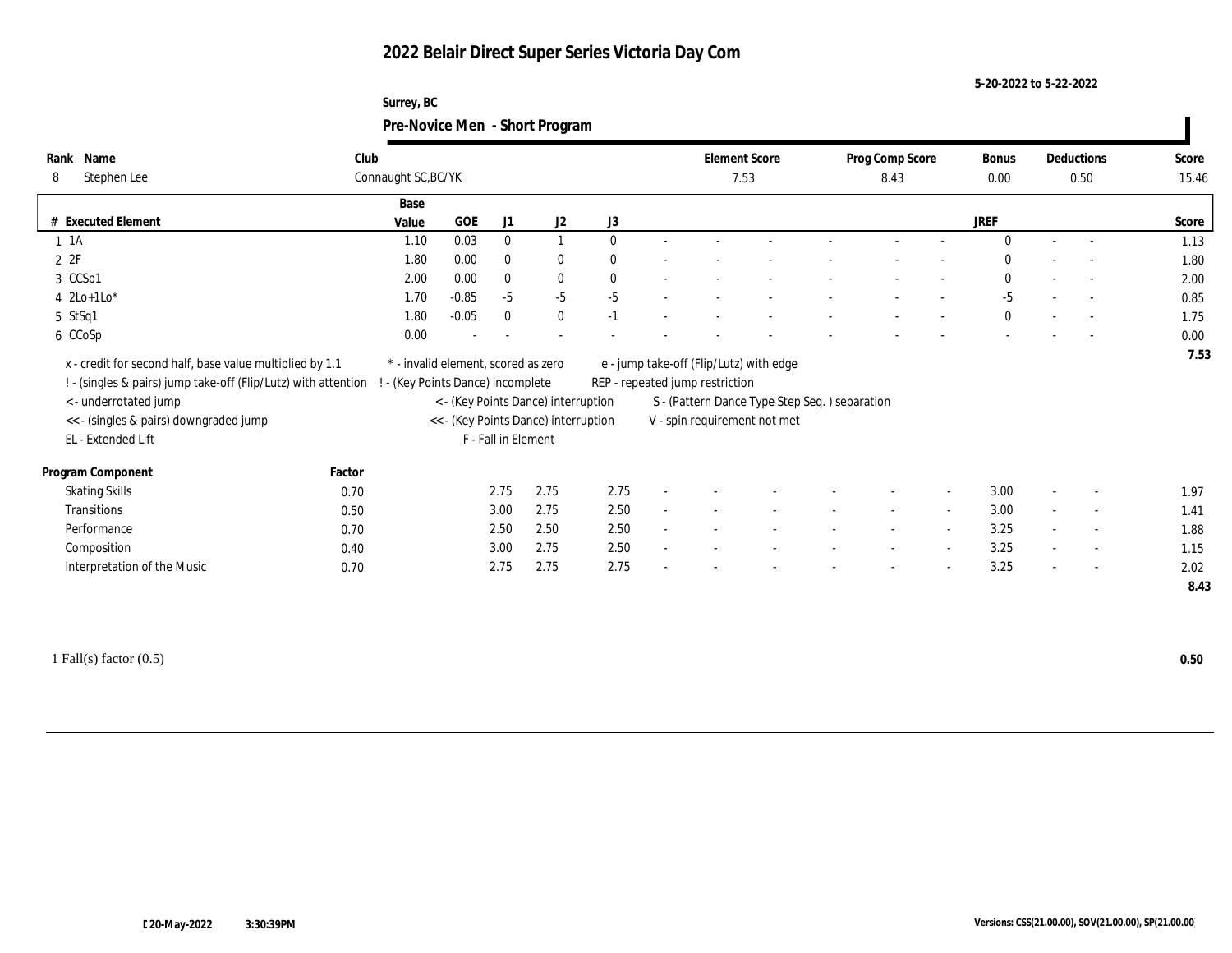# 2022 Belair Direct Super Series Victoria Day Com

5-20-2022 to 5-22-2022

Surrey, BC

## Pre-Novice Men - Short Program

| Rank | Name | Club | Element Score | Prog Comp Score | Bonus | Deductions | Score |
|---|---|---|---|---|---|---|---|
| 8 | Stephen Lee | Connaught SC,BC/YK | 7.53 | 8.43 | 0.00 | 0.50 | 15.46 |

| # | Executed Element | Base Value | GOE | J1 | J2 | J3 | | | | | | | | | JREF | | | Score |
|---|---|---|---|---|---|---|---|---|---|---|---|---|---|---|---|---|---|---|
| 1 | 1A | 1.10 | 0.03 | 0 | 1 | 0 | - | - | - | - | - | - | - | - | 0 | - | - | 1.13 |
| 2 | 2F | 1.80 | 0.00 | 0 | 0 | 0 | - | - | - | - | - | - | - | - | 0 | - | - | 1.80 |
| 3 | CCSp1 | 2.00 | 0.00 | 0 | 0 | 0 | - | - | - | - | - | - | - | - | 0 | - | - | 2.00 |
| 4 | 2Lo+1Lo* | 1.70 | -0.85 | -5 | -5 | -5 | - | - | - | - | - | - | - | - | -5 | - | - | 0.85 |
| 5 | StSq1 | 1.80 | -0.05 | 0 | 0 | -1 | - | - | - | - | - | - | - | - | 0 | - | - | 1.75 |
| 6 | CCoSp | 0.00 | - | - | - | - | - | - | - | - | - | - | - | - | - | - | - | 0.00 |
| | | | | | | | | | | | | | | | | | | 7.53 |

x - credit for second half, base value multiplied by 1.1
! - (singles & pairs) jump take-off (Flip/Lutz) with attention
< - underrotated jump
<< - (singles & pairs) downgraded jump
EL - Extended Lift
\* - invalid element, scored as zero
! - (Key Points Dance) incomplete
< - (Key Points Dance) interruption
<< - (Key Points Dance) interruption
F - Fall in Element
e - jump take-off (Flip/Lutz) with edge
REP - repeated jump restriction
S - (Pattern Dance Type Step Seq. ) separation
V - spin requirement not met

| Program Component | Factor | J1 | J2 | J3 | | | | | | | | | JREF | | | Score |
|---|---|---|---|---|---|---|---|---|---|---|---|---|---|---|---|---|
| Skating Skills | 0.70 | 2.75 | 2.75 | 2.75 | - | - | - | - | - | - | - | - | 3.00 | - | - | 1.97 |
| Transitions | 0.50 | 3.00 | 2.75 | 2.50 | - | - | - | - | - | - | - | - | 3.00 | - | - | 1.41 |
| Performance | 0.70 | 2.50 | 2.50 | 2.50 | - | - | - | - | - | - | - | - | 3.25 | - | - | 1.88 |
| Composition | 0.40 | 3.00 | 2.75 | 2.50 | - | - | - | - | - | - | - | - | 3.25 | - | - | 1.15 |
| Interpretation of the Music | 0.70 | 2.75 | 2.75 | 2.75 | - | - | - | - | - | - | - | - | 3.25 | - | - | 2.02 |
| | | | | | | | | | | | | | | | | 8.43 |

1 Fall(s) factor (0.5) **0.50**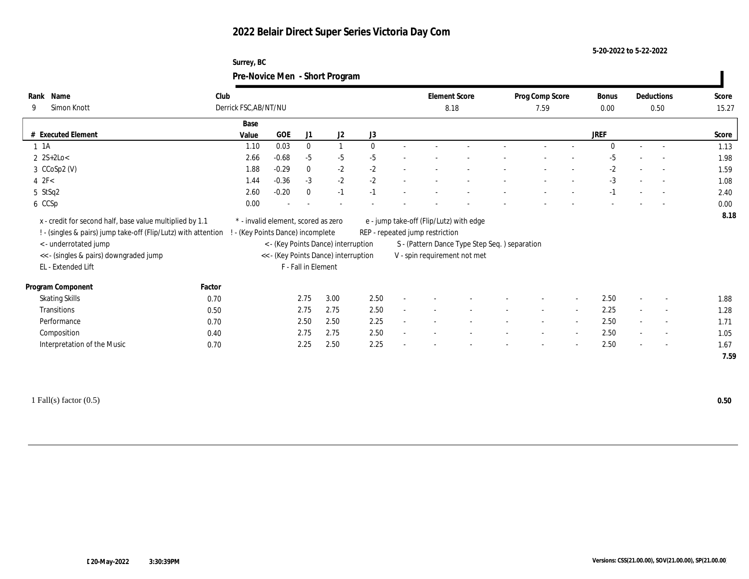# 2022 Belair Direct Super Series Victoria Day Com

5-20-2022 to 5-22-2022

Surrey, BC

## Pre-Novice Men - Short Program

| Rank | Name | Club | Element Score | Prog Comp Score | Bonus | Deductions | Score |
|---|---|---|---|---|---|---|---|
| 9 | Simon Knott | Derrick FSC,AB/NT/NU | 8.18 | 7.59 | 0.00 | 0.50 | 15.27 |

| # | Executed Element | Base Value | GOE | J1 | J2 | J3 | | | | | | | | | JREF | | | Score |
|---|---|---|---|---|---|---|---|---|---|---|---|---|---|---|---|---|---|---|
| 1 | 1A | 1.10 | 0.03 | 0 | 1 | 0 | - | - | - | - | - | - | - | - | 0 | - | - | 1.13 |
| 2 | 2S+2Lo< | 2.66 | -0.68 | -5 | -5 | -5 | - | - | - | - | - | - | - | - | -5 | - | - | 1.98 |
| 3 | CCoSp2 (V) | 1.88 | -0.29 | 0 | -2 | -2 | - | - | - | - | - | - | - | - | -2 | - | - | 1.59 |
| 4 | 2F< | 1.44 | -0.36 | -3 | -2 | -2 | - | - | - | - | - | - | - | - | -3 | - | - | 1.08 |
| 5 | StSq2 | 2.60 | -0.20 | 0 | -1 | -1 | - | - | - | - | - | - | - | - | -1 | - | - | 2.40 |
| 6 | CCSp | 0.00 | - | - | - | - | - | - | - | - | - | - | - | - | - | - | - | 0.00 |
| | | | | | | | | | | | | | | | | | | 8.18 |

x - credit for second half, base value multiplied by 1.1
! - (singles & pairs) jump take-off (Flip/Lutz) with attention
< - underrotated jump
<< - (singles & pairs) downgraded jump
EL - Extended Lift
\* - invalid element, scored as zero
! - (Key Points Dance) incomplete
< - (Key Points Dance) interruption
<< - (Key Points Dance) interruption
F - Fall in Element
e - jump take-off (Flip/Lutz) with edge
REP - repeated jump restriction
S - (Pattern Dance Type Step Seq. ) separation
V - spin requirement not met

| Program Component | Factor | J1 | J2 | J3 | | | | | | | | | JREF | | | Score |
|---|---|---|---|---|---|---|---|---|---|---|---|---|---|---|---|---|
| Skating Skills | 0.70 | 2.75 | 3.00 | 2.50 | - | - | - | - | - | - | - | - | 2.50 | - | - | 1.88 |
| Transitions | 0.50 | 2.75 | 2.75 | 2.50 | - | - | - | - | - | - | - | - | 2.25 | - | - | 1.28 |
| Performance | 0.70 | 2.50 | 2.50 | 2.25 | - | - | - | - | - | - | - | - | 2.50 | - | - | 1.71 |
| Composition | 0.40 | 2.75 | 2.75 | 2.50 | - | - | - | - | - | - | - | - | 2.50 | - | - | 1.05 |
| Interpretation of the Music | 0.70 | 2.25 | 2.50 | 2.25 | - | - | - | - | - | - | - | - | 2.50 | - | - | 1.67 |
| | | | | | | | | | | | | | | | | 7.59 |

1 Fall(s) factor (0.5) 0.50

[ 20-May-2022 3:30:39PM

Versions: CSS(21.00.00), SOV(21.00.00), SP(21.00.00)